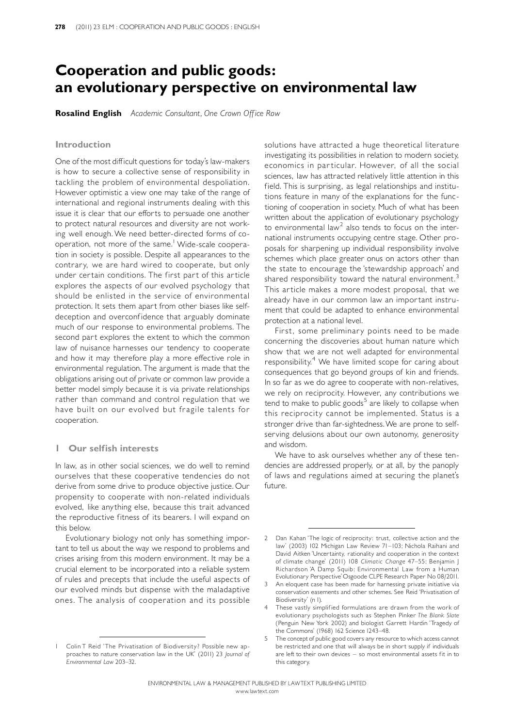# Cooperation and public goods: an evolutionary perspective on environmental law

**Rosalind English** *Academic Consultant, One Crown Office Row*

## Introduction

One of the most difficult questions for today's law-makers is how to secure a collective sense of responsibility in tackling the problem of environmental despoliation. However optimistic a view one may take of the range of international and regional instruments dealing with this issue it is clear that our efforts to persuade one another to protect natural resources and diversity are not working well enough. We need better-directed forms of cooperation, not more of the same.[1] Wide-scale cooperation in society is possible. Despite all appearances to the contrary, we are hard wired to cooperate, but only under certain conditions. The first part of this article explores the aspects of our evolved psychology that should be enlisted in the service of environmental protection. It sets them apart from other biases like self-deception and overconfidence that arguably dominate much of our response to environmental problems. The second part explores the extent to which the common law of nuisance harnesses our tendency to cooperate and how it may therefore play a more effective role in environmental regulation. The argument is made that the obligations arising out of private or common law provide a better model simply because it is via private relationships rather than command and control regulation that we have built on our evolved but fragile talents for cooperation.

## 1 Our selfish interests

In law, as in other social sciences, we do well to remind ourselves that these cooperative tendencies do not derive from some drive to produce objective justice. Our propensity to cooperate with non-related individuals evolved, like anything else, because this trait advanced the reproductive fitness of its bearers. I will expand on this below.

Evolutionary biology not only has something important to tell us about the way we respond to problems and crises arising from this modern environment. It may be a crucial element to be incorporated into a reliable system of rules and precepts that include the useful aspects of our evolved minds but dispense with the maladaptive ones. The analysis of cooperation and its possible solutions have attracted a huge theoretical literature investigating its possibilities in relation to modern society, economics in particular. However, of all the social sciences, law has attracted relatively little attention in this field. This is surprising, as legal relationships and institutions feature in many of the explanations for the functioning of cooperation in society. Much of what has been written about the application of evolutionary psychology to environmental law[2] also tends to focus on the international instruments occupying centre stage. Other proposals for sharpening up individual responsibility involve schemes which place greater onus on actors other than the state to encourage the 'stewardship approach' and shared responsibility toward the natural environment.[3] This article makes a more modest proposal, that we already have in our common law an important instrument that could be adapted to enhance environmental protection at a national level.

First, some preliminary points need to be made concerning the discoveries about human nature which show that we are not well adapted for environmental responsibility.[4] We have limited scope for caring about consequences that go beyond groups of kin and friends. In so far as we do agree to cooperate with non-relatives, we rely on reciprocity. However, any contributions we tend to make to public goods[5] are likely to collapse when this reciprocity cannot be implemented. Status is a stronger drive than far-sightedness. We are prone to self-serving delusions about our own autonomy, generosity and wisdom.

We have to ask ourselves whether any of these tendencies are addressed properly, or at all, by the panoply of laws and regulations aimed at securing the planet's future.

---

1 Colin T Reid 'The Privatisation of Biodiversity? Possible new approaches to nature conservation law in the UK' (2011) 23 *Journal of Environmental Law* 203–32.

2 Dan Kahan 'The logic of reciprocity: trust, collective action and the law' (2003) 102 Michigan Law Review 71–103; Nichola Raihani and David Aitken 'Uncertainty, rationality and cooperation in the context of climate change' (2011) 108 *Climatic Change* 47–55; Benjamin J Richardson 'A Damp Squib: Environmental Law from a Human Evolutionary Perspective' Osgoode CLPE Research Paper No 08/2011.

3 An eloquent case has been made for harnessing private initiative via conservation easements and other schemes. See Reid 'Privatisation of Biodiversity' (n 1).

4 These vastly simplified formulations are drawn from the work of evolutionary psychologists such as Stephen Pinker *The Blank Slate* (Penguin New York 2002) and biologist Garrett Hardin 'Tragedy of the Commons' (1968) 162 Science 1243–48.

5 The concept of public good covers any resource to which access cannot be restricted and one that will always be in short supply if individuals are left to their own devices – so most environmental assets fit in to this category.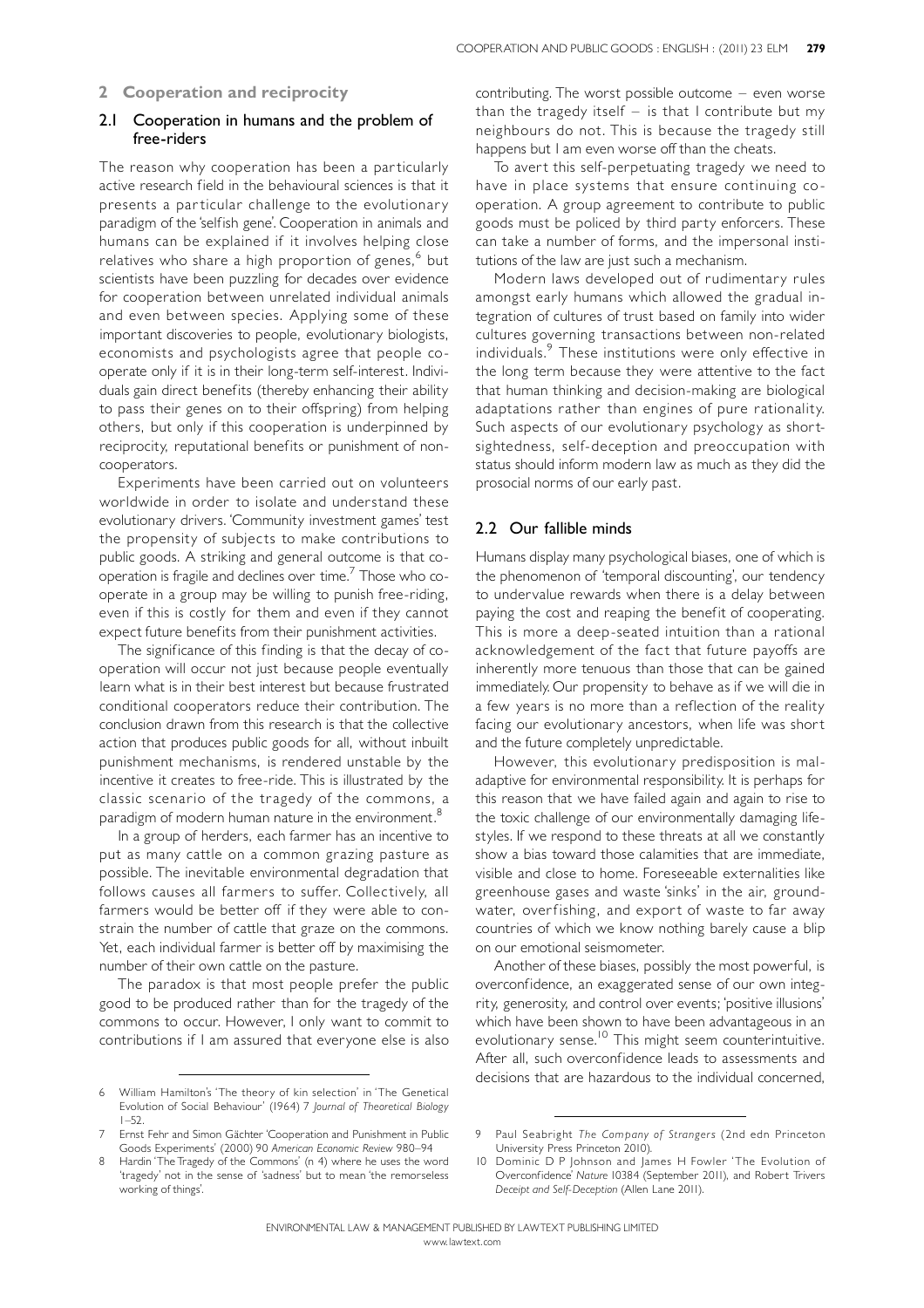## 2 Cooperation and reciprocity

### 2.1 Cooperation in humans and the problem of free-riders

The reason why cooperation has been a particularly active research field in the behavioural sciences is that it presents a particular challenge to the evolutionary paradigm of the 'selfish gene'. Cooperation in animals and humans can be explained if it involves helping close relatives who share a high proportion of genes,[6] but scientists have been puzzling for decades over evidence for cooperation between unrelated individual animals and even between species. Applying some of these important discoveries to people, evolutionary biologists, economists and psychologists agree that people cooperate only if it is in their long-term self-interest. Individuals gain direct benefits (thereby enhancing their ability to pass their genes on to their offspring) from helping others, but only if this cooperation is underpinned by reciprocity, reputational benefits or punishment of non-cooperators.

Experiments have been carried out on volunteers worldwide in order to isolate and understand these evolutionary drivers. 'Community investment games' test the propensity of subjects to make contributions to public goods. A striking and general outcome is that cooperation is fragile and declines over time.[7] Those who cooperate in a group may be willing to punish free-riding, even if this is costly for them and even if they cannot expect future benefits from their punishment activities.

The significance of this finding is that the decay of cooperation will occur not just because people eventually learn what is in their best interest but because frustrated conditional cooperators reduce their contribution. The conclusion drawn from this research is that the collective action that produces public goods for all, without inbuilt punishment mechanisms, is rendered unstable by the incentive it creates to free-ride. This is illustrated by the classic scenario of the tragedy of the commons, a paradigm of modern human nature in the environment.[8]

In a group of herders, each farmer has an incentive to put as many cattle on a common grazing pasture as possible. The inevitable environmental degradation that follows causes all farmers to suffer. Collectively, all farmers would be better off if they were able to constrain the number of cattle that graze on the commons. Yet, each individual farmer is better off by maximising the number of their own cattle on the pasture.

The paradox is that most people prefer the public good to be produced rather than for the tragedy of the commons to occur. However, I only want to commit to contributions if I am assured that everyone else is also contributing. The worst possible outcome – even worse than the tragedy itself – is that I contribute but my neighbours do not. This is because the tragedy still happens but I am even worse off than the cheats.

To avert this self-perpetuating tragedy we need to have in place systems that ensure continuing cooperation. A group agreement to contribute to public goods must be policed by third party enforcers. These can take a number of forms, and the impersonal institutions of the law are just such a mechanism.

Modern laws developed out of rudimentary rules amongst early humans which allowed the gradual integration of cultures of trust based on family into wider cultures governing transactions between non-related individuals.[9] These institutions were only effective in the long term because they were attentive to the fact that human thinking and decision-making are biological adaptations rather than engines of pure rationality. Such aspects of our evolutionary psychology as short-sightedness, self-deception and preoccupation with status should inform modern law as much as they did the prosocial norms of our early past.

### 2.2 Our fallible minds

Humans display many psychological biases, one of which is the phenomenon of 'temporal discounting', our tendency to undervalue rewards when there is a delay between paying the cost and reaping the benefit of cooperating. This is more a deep-seated intuition than a rational acknowledgement of the fact that future payoffs are inherently more tenuous than those that can be gained immediately. Our propensity to behave as if we will die in a few years is no more than a reflection of the reality facing our evolutionary ancestors, when life was short and the future completely unpredictable.

However, this evolutionary predisposition is maladaptive for environmental responsibility. It is perhaps for this reason that we have failed again and again to rise to the toxic challenge of our environmentally damaging lifestyles. If we respond to these threats at all we constantly show a bias toward those calamities that are immediate, visible and close to home. Foreseeable externalities like greenhouse gases and waste 'sinks' in the air, groundwater, overfishing, and export of waste to far away countries of which we know nothing barely cause a blip on our emotional seismometer.

Another of these biases, possibly the most powerful, is overconfidence, an exaggerated sense of our own integrity, generosity, and control over events; 'positive illusions' which have been shown to have been advantageous in an evolutionary sense.[10] This might seem counterintuitive. After all, such overconfidence leads to assessments and decisions that are hazardous to the individual concerned,

---

6 William Hamilton's 'The theory of kin selection' in 'The Genetical Evolution of Social Behaviour' (1964) 7 *Journal of Theoretical Biology* 1–52.

7 Ernst Fehr and Simon Gächter 'Cooperation and Punishment in Public Goods Experiments' (2000) 90 *American Economic Review* 980–94

8 Hardin 'The Tragedy of the Commons' (n 4) where he uses the word 'tragedy' not in the sense of 'sadness' but to mean 'the remorseless working of things'.

9 Paul Seabright *The Company of Strangers* (2nd edn Princeton University Press Princeton 2010).

10 Dominic D P Johnson and James H Fowler 'The Evolution of Overconfidence' *Nature* 10384 (September 2011), and Robert Trivers *Deceipt and Self-Deception* (Allen Lane 2011).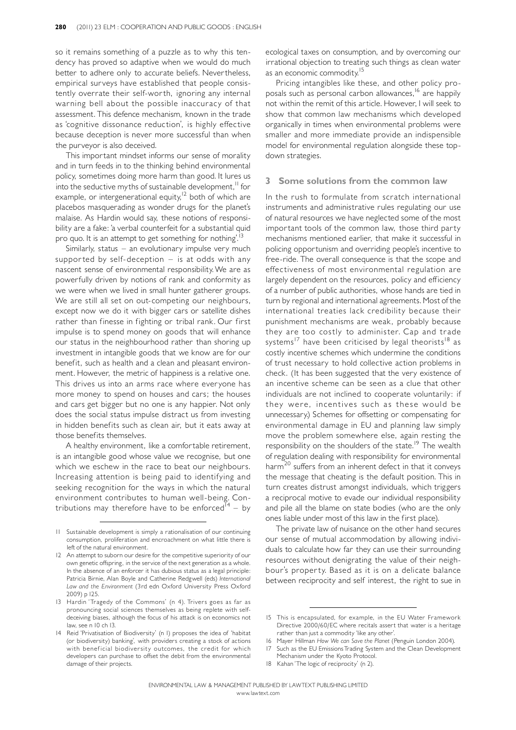so it remains something of a puzzle as to why this tendency has proved so adaptive when we would do much better to adhere only to accurate beliefs. Nevertheless, empirical surveys have established that people consistently overrate their self-worth, ignoring any internal warning bell about the possible inaccuracy of that assessment. This defence mechanism, known in the trade as 'cognitive dissonance reduction', is highly effective because deception is never more successful than when the purveyor is also deceived.

This important mindset informs our sense of morality and in turn feeds in to the thinking behind environmental policy, sometimes doing more harm than good. It lures us into the seductive myths of sustainable development,[11] for example, or intergenerational equity,[12] both of which are placebos masquerading as wonder drugs for the planet's malaise. As Hardin would say, these notions of responsibility are a fake: 'a verbal counterfeit for a substantial quid pro quo. It is an attempt to get something for nothing'.[13]

Similarly, status – an evolutionary impulse very much supported by self-deception – is at odds with any nascent sense of environmental responsibility. We are as powerfully driven by notions of rank and conformity as we were when we lived in small hunter gatherer groups. We are still all set on out-competing our neighbours, except now we do it with bigger cars or satellite dishes rather than finesse in fighting or tribal rank. Our first impulse is to spend money on goods that will enhance our status in the neighbourhood rather than shoring up investment in intangible goods that we know are for our benefit, such as health and a clean and pleasant environment. However, the metric of happiness is a relative one. This drives us into an arms race where everyone has more money to spend on houses and cars; the houses and cars get bigger but no one is any happier. Not only does the social status impulse distract us from investing in hidden benefits such as clean air, but it eats away at those benefits themselves.

A healthy environment, like a comfortable retirement, is an intangible good whose value we recognise, but one which we eschew in the race to beat our neighbours. Increasing attention is being paid to identifying and seeking recognition for the ways in which the natural environment contributes to human well-being. Contributions may therefore have to be enforced[14] – by ecological taxes on consumption, and by overcoming our irrational objection to treating such things as clean water as an economic commodity.[15]

Pricing intangibles like these, and other policy proposals such as personal carbon allowances,[16] are happily not within the remit of this article. However, I will seek to show that common law mechanisms which developed organically in times when environmental problems were smaller and more immediate provide an indispensible model for environmental regulation alongside these top-down strategies.

## 3 Some solutions from the common law

In the rush to formulate from scratch international instruments and administrative rules regulating our use of natural resources we have neglected some of the most important tools of the common law, those third party mechanisms mentioned earlier, that make it successful in policing opportunism and overriding people's incentive to free-ride. The overall consequence is that the scope and effectiveness of most environmental regulation are largely dependent on the resources, policy and efficiency of a number of public authorities, whose hands are tied in turn by regional and international agreements. Most of the international treaties lack credibility because their punishment mechanisms are weak, probably because they are too costly to administer. Cap and trade systems[17] have been criticised by legal theorists[18] as costly incentive schemes which undermine the conditions of trust necessary to hold collective action problems in check. (It has been suggested that the very existence of an incentive scheme can be seen as a clue that other individuals are not inclined to cooperate voluntarily: if they were, incentives such as these would be unnecessary.) Schemes for offsetting or compensating for environmental damage in EU and planning law simply move the problem somewhere else, again resting the responsibility on the shoulders of the state.[19] The wealth of regulation dealing with responsibility for environmental harm[20] suffers from an inherent defect in that it conveys the message that cheating is the default position. This in turn creates distrust amongst individuals, which triggers a reciprocal motive to evade our individual responsibility and pile all the blame on state bodies (who are the only ones liable under most of this law in the first place).

The private law of nuisance on the other hand secures our sense of mutual accommodation by allowing individuals to calculate how far they can use their surrounding resources without denigrating the value of their neighbour's property. Based as it is on a delicate balance between reciprocity and self interest, the right to sue in

---

11 Sustainable development is simply a rationalisation of our continuing consumption, proliferation and encroachment on what little there is left of the natural environment.

12 An attempt to suborn our desire for the competitive superiority of our own genetic offspring, in the service of the next generation as a whole. In the absence of an enforcer it has dubious status as a legal principle: Patricia Birnie, Alan Boyle and Catherine Redgwell (eds) *International Law and the Environment* (3rd edn Oxford University Press Oxford 2009) p 125.

13 Hardin 'Tragedy of the Commons' (n 4). Trivers goes as far as pronouncing social sciences themselves as being replete with self-deceiving biases, although the focus of his attack is on economics not law, see n 10 ch 13.

14 Reid 'Privatisation of Biodiversity' (n 1) proposes the idea of 'habitat (or biodiversity) banking', with providers creating a stock of actions with beneficial biodiversity outcomes, the credit for which developers can purchase to offset the debit from the environmental damage of their projects.

15 This is encapsulated, for example, in the EU Water Framework Directive 2000/60/EC where recitals assert that water is a heritage rather than just a commodity 'like any other'.

16 Mayer Hillman *How We can Save the Planet* (Penguin London 2004).

17 Such as the EU Emissions Trading System and the Clean Development Mechanism under the Kyoto Protocol.

18 Kahan 'The logic of reciprocity' (n 2).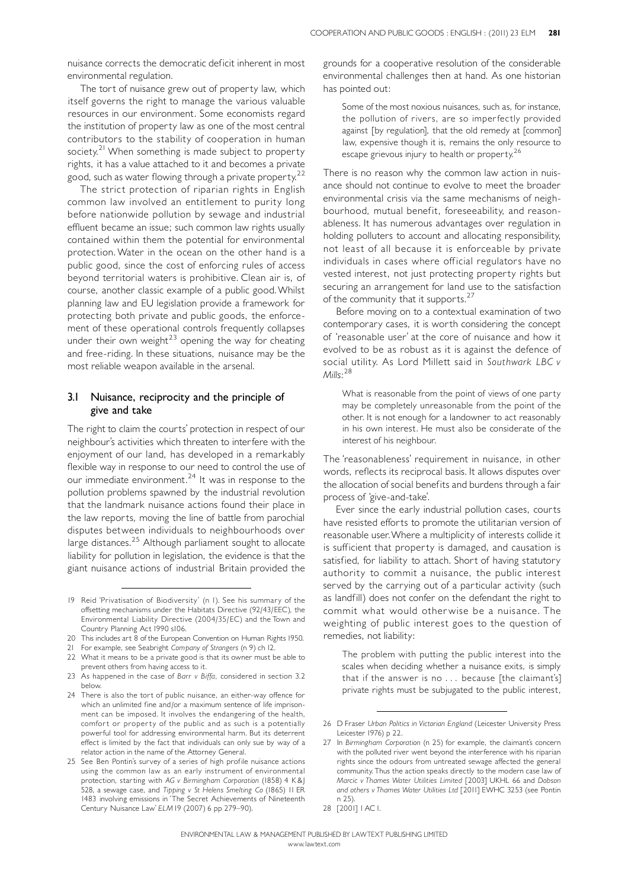nuisance corrects the democratic deficit inherent in most environmental regulation.

The tort of nuisance grew out of property law, which itself governs the right to manage the various valuable resources in our environment. Some economists regard the institution of property law as one of the most central contributors to the stability of cooperation in human society.[21] When something is made subject to property rights, it has a value attached to it and becomes a private good, such as water flowing through a private property.[22]

The strict protection of riparian rights in English common law involved an entitlement to purity long before nationwide pollution by sewage and industrial effluent became an issue; such common law rights usually contained within them the potential for environmental protection. Water in the ocean on the other hand is a public good, since the cost of enforcing rules of access beyond territorial waters is prohibitive. Clean air is, of course, another classic example of a public good. Whilst planning law and EU legislation provide a framework for protecting both private and public goods, the enforcement of these operational controls frequently collapses under their own weight[23] opening the way for cheating and free-riding. In these situations, nuisance may be the most reliable weapon available in the arsenal.

### 3.1 Nuisance, reciprocity and the principle of give and take

The right to claim the courts' protection in respect of our neighbour's activities which threaten to interfere with the enjoyment of our land, has developed in a remarkably flexible way in response to our need to control the use of our immediate environment.[24] It was in response to the pollution problems spawned by the industrial revolution that the landmark nuisance actions found their place in the law reports, moving the line of battle from parochial disputes between individuals to neighbourhoods over large distances.[25] Although parliament sought to allocate liability for pollution in legislation, the evidence is that the giant nuisance actions of industrial Britain provided the grounds for a cooperative resolution of the considerable environmental challenges then at hand. As one historian has pointed out:

> Some of the most noxious nuisances, such as, for instance, the pollution of rivers, are so imperfectly provided against [by regulation], that the old remedy at [common] law, expensive though it is, remains the only resource to escape grievous injury to health or property.[26]

There is no reason why the common law action in nuisance should not continue to evolve to meet the broader environmental crisis via the same mechanisms of neighbourhood, mutual benefit, foreseeability, and reasonableness. It has numerous advantages over regulation in holding polluters to account and allocating responsibility, not least of all because it is enforceable by private individuals in cases where official regulators have no vested interest, not just protecting property rights but securing an arrangement for land use to the satisfaction of the community that it supports.[27]

Before moving on to a contextual examination of two contemporary cases, it is worth considering the concept of 'reasonable user' at the core of nuisance and how it evolved to be as robust as it is against the defence of social utility. As Lord Millett said in *Southwark LBC v Mills*:[28]

> What is reasonable from the point of views of one party may be completely unreasonable from the point of the other. It is not enough for a landowner to act reasonably in his own interest. He must also be considerate of the interest of his neighbour.

The 'reasonableness' requirement in nuisance, in other words, reflects its reciprocal basis. It allows disputes over the allocation of social benefits and burdens through a fair process of 'give-and-take'.

Ever since the early industrial pollution cases, courts have resisted efforts to promote the utilitarian version of reasonable user. Where a multiplicity of interests collide it is sufficient that property is damaged, and causation is satisfied, for liability to attach. Short of having statutory authority to commit a nuisance, the public interest served by the carrying out of a particular activity (such as landfill) does not confer on the defendant the right to commit what would otherwise be a nuisance. The weighting of public interest goes to the question of remedies, not liability:

> The problem with putting the public interest into the scales when deciding whether a nuisance exits, is simply that if the answer is no . . . because [the claimant's] private rights must be subjugated to the public interest,

---

19 Reid 'Privatisation of Biodiversity' (n 1). See his summary of the offsetting mechanisms under the Habitats Directive (92/43/EEC), the Environmental Liability Directive (2004/35/EC) and the Town and Country Planning Act 1990 s106.

20 This includes art 8 of the European Convention on Human Rights 1950.

21 For example, see Seabright *Company of Strangers* (n 9) ch 12.

22 What it means to be a private good is that its owner must be able to prevent others from having access to it.

23 As happened in the case of *Barr v Biffa*, considered in section 3.2 below.

24 There is also the tort of public nuisance, an either-way offence for which an unlimited fine and/or a maximum sentence of life imprisonment can be imposed. It involves the endangering of the health, comfort or property of the public and as such is a potentially powerful tool for addressing environmental harm. But its deterrent effect is limited by the fact that individuals can only sue by way of a relator action in the name of the Attorney General.

25 See Ben Pontin's survey of a series of high profile nuisance actions using the common law as an early instrument of environmental protection, starting with *AG v Birmingham Corporation* (1858) 4 K&J 528, a sewage case, and *Tipping v St Helens Smelting Co* (1865) 11 ER 1483 involving emissions in 'The Secret Achievements of Nineteenth Century Nuisance Law' *ELM* 19 (2007) 6 pp 279–90).

26 D Fraser *Urban Politics in Victorian England* (Leicester University Press Leicester 1976) p 22.

27 In *Birmingham Corporation* (n 25) for example, the claimant's concern with the polluted river went beyond the interference with his riparian rights since the odours from untreated sewage affected the general community. Thus the action speaks directly to the modern case law of *Marcic v Thames Water Utilities Limited* [2003] UKHL 66 and *Dobson and others v Thames Water Utilities Ltd* [2011] EWHC 3253 (see Pontin n 25).

28 [2001] 1 AC 1.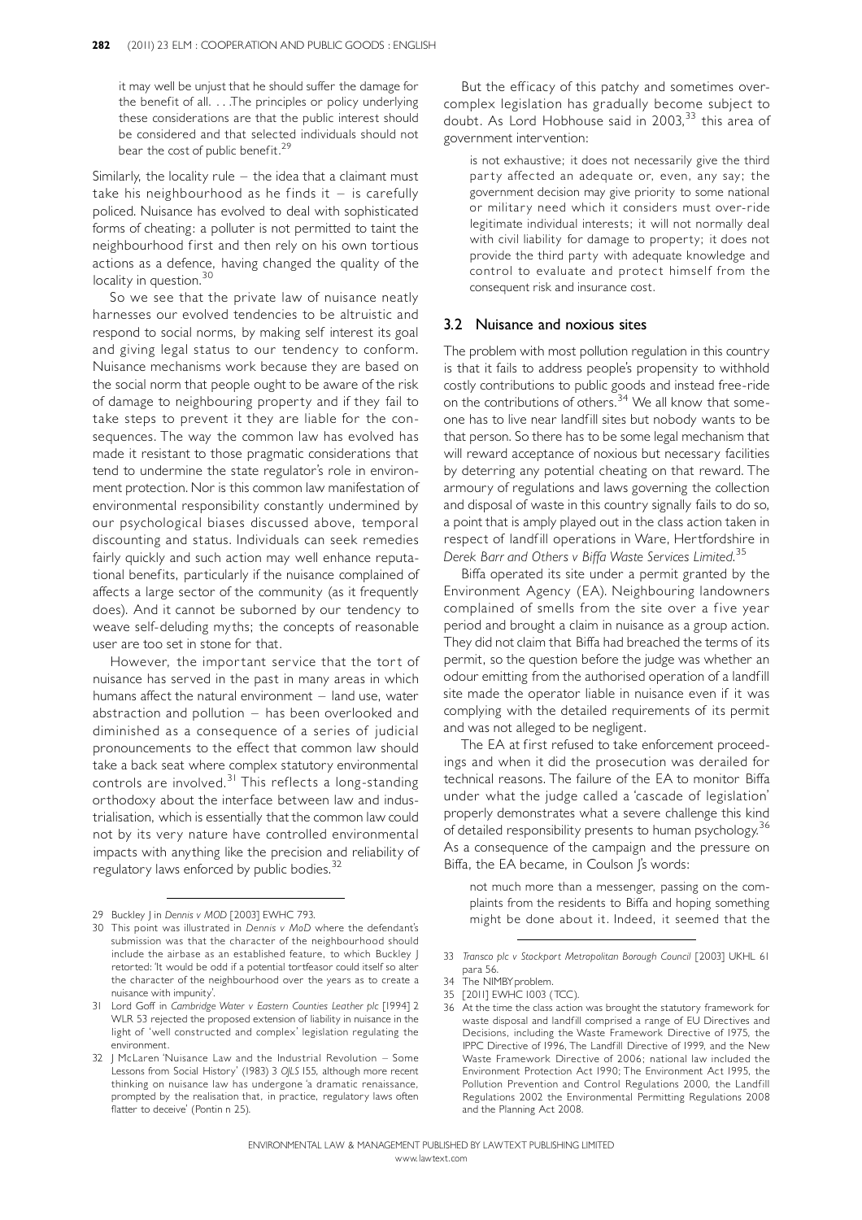it may well be unjust that he should suffer the damage for the benefit of all. . . .The principles or policy underlying these considerations are that the public interest should be considered and that selected individuals should not bear the cost of public benefit.[29]

Similarly, the locality rule – the idea that a claimant must take his neighbourhood as he finds it – is carefully policed. Nuisance has evolved to deal with sophisticated forms of cheating: a polluter is not permitted to taint the neighbourhood first and then rely on his own tortious actions as a defence, having changed the quality of the locality in question.[30]

So we see that the private law of nuisance neatly harnesses our evolved tendencies to be altruistic and respond to social norms, by making self interest its goal and giving legal status to our tendency to conform. Nuisance mechanisms work because they are based on the social norm that people ought to be aware of the risk of damage to neighbouring property and if they fail to take steps to prevent it they are liable for the consequences. The way the common law has evolved has made it resistant to those pragmatic considerations that tend to undermine the state regulator's role in environment protection. Nor is this common law manifestation of environmental responsibility constantly undermined by our psychological biases discussed above, temporal discounting and status. Individuals can seek remedies fairly quickly and such action may well enhance reputational benefits, particularly if the nuisance complained of affects a large sector of the community (as it frequently does). And it cannot be suborned by our tendency to weave self-deluding myths; the concepts of reasonable user are too set in stone for that.

However, the important service that the tort of nuisance has served in the past in many areas in which humans affect the natural environment – land use, water abstraction and pollution – has been overlooked and diminished as a consequence of a series of judicial pronouncements to the effect that common law should take a back seat where complex statutory environmental controls are involved.[31] This reflects a long-standing orthodoxy about the interface between law and industrialisation, which is essentially that the common law could not by its very nature have controlled environmental impacts with anything like the precision and reliability of regulatory laws enforced by public bodies.[32]

But the efficacy of this patchy and sometimes over-complex legislation has gradually become subject to doubt. As Lord Hobhouse said in 2003,[33] this area of government intervention:

is not exhaustive; it does not necessarily give the third party affected an adequate or, even, any say; the government decision may give priority to some national or military need which it considers must over-ride legitimate individual interests; it will not normally deal with civil liability for damage to property; it does not provide the third party with adequate knowledge and control to evaluate and protect himself from the consequent risk and insurance cost.

## 3.2 Nuisance and noxious sites

The problem with most pollution regulation in this country is that it fails to address people's propensity to withhold costly contributions to public goods and instead free-ride on the contributions of others.[34] We all know that someone has to live near landfill sites but nobody wants to be that person. So there has to be some legal mechanism that will reward acceptance of noxious but necessary facilities by deterring any potential cheating on that reward. The armoury of regulations and laws governing the collection and disposal of waste in this country signally fails to do so, a point that is amply played out in the class action taken in respect of landfill operations in Ware, Hertfordshire in *Derek Barr and Others v Biffa Waste Services Limited*.[35]

Biffa operated its site under a permit granted by the Environment Agency (EA). Neighbouring landowners complained of smells from the site over a five year period and brought a claim in nuisance as a group action. They did not claim that Biffa had breached the terms of its permit, so the question before the judge was whether an odour emitting from the authorised operation of a landfill site made the operator liable in nuisance even if it was complying with the detailed requirements of its permit and was not alleged to be negligent.

The EA at first refused to take enforcement proceedings and when it did the prosecution was derailed for technical reasons. The failure of the EA to monitor Biffa under what the judge called a 'cascade of legislation' properly demonstrates what a severe challenge this kind of detailed responsibility presents to human psychology.[36] As a consequence of the campaign and the pressure on Biffa, the EA became, in Coulson J's words:

not much more than a messenger, passing on the complaints from the residents to Biffa and hoping something might be done about it. Indeed, it seemed that the

---

29 Buckley J in *Dennis v MOD* [2003] EWHC 793.

30 This point was illustrated in *Dennis v MoD* where the defendant's submission was that the character of the neighbourhood should include the airbase as an established feature, to which Buckley J retorted: 'It would be odd if a potential tortfeasor could itself so alter the character of the neighbourhood over the years as to create a nuisance with impunity'.

31 Lord Goff in *Cambridge Water v Eastern Counties Leather plc* [1994] 2 WLR 53 rejected the proposed extension of liability in nuisance in the light of 'well constructed and complex' legislation regulating the environment.

32 J McLaren 'Nuisance Law and the Industrial Revolution – Some Lessons from Social History' (1983) 3 *OJLS* 155, although more recent thinking on nuisance law has undergone 'a dramatic renaissance, prompted by the realisation that, in practice, regulatory laws often flatter to deceive' (Pontin n 25).

33 *Transco plc v Stockport Metropolitan Borough Council* [2003] UKHL 61 para 56.

34 The NIMBY problem.

35 [2011] EWHC 1003 (TCC).

36 At the time the class action was brought the statutory framework for waste disposal and landfill comprised a range of EU Directives and Decisions, including the Waste Framework Directive of 1975, the IPPC Directive of 1996, The Landfill Directive of 1999, and the New Waste Framework Directive of 2006; national law included the Environment Protection Act 1990; The Environment Act 1995, the Pollution Prevention and Control Regulations 2000, the Landfill Regulations 2002 the Environmental Permitting Regulations 2008 and the Planning Act 2008.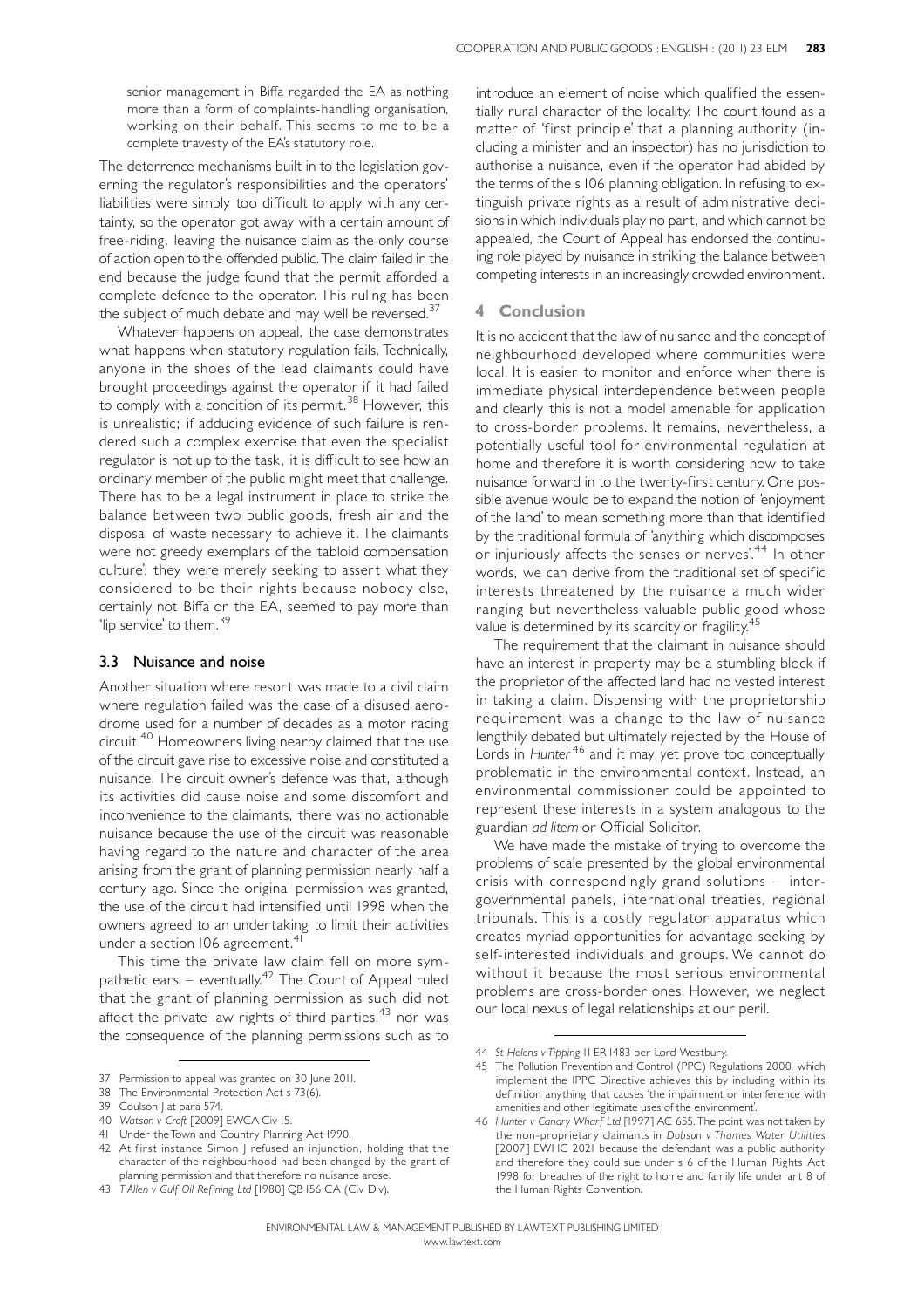senior management in Biffa regarded the EA as nothing more than a form of complaints-handling organisation, working on their behalf. This seems to me to be a complete travesty of the EA's statutory role.

The deterrence mechanisms built in to the legislation governing the regulator's responsibilities and the operators' liabilities were simply too difficult to apply with any certainty, so the operator got away with a certain amount of free-riding, leaving the nuisance claim as the only course of action open to the offended public. The claim failed in the end because the judge found that the permit afforded a complete defence to the operator. This ruling has been the subject of much debate and may well be reversed.[37]

Whatever happens on appeal, the case demonstrates what happens when statutory regulation fails. Technically, anyone in the shoes of the lead claimants could have brought proceedings against the operator if it had failed to comply with a condition of its permit.[38] However, this is unrealistic; if adducing evidence of such failure is rendered such a complex exercise that even the specialist regulator is not up to the task, it is difficult to see how an ordinary member of the public might meet that challenge. There has to be a legal instrument in place to strike the balance between two public goods, fresh air and the disposal of waste necessary to achieve it. The claimants were not greedy exemplars of the 'tabloid compensation culture'; they were merely seeking to assert what they considered to be their rights because nobody else, certainly not Biffa or the EA, seemed to pay more than 'lip service' to them.[39]

### 3.3 Nuisance and noise

Another situation where resort was made to a civil claim where regulation failed was the case of a disused aerodrome used for a number of decades as a motor racing circuit.[40] Homeowners living nearby claimed that the use of the circuit gave rise to excessive noise and constituted a nuisance. The circuit owner's defence was that, although its activities did cause noise and some discomfort and inconvenience to the claimants, there was no actionable nuisance because the use of the circuit was reasonable having regard to the nature and character of the area arising from the grant of planning permission nearly half a century ago. Since the original permission was granted, the use of the circuit had intensified until 1998 when the owners agreed to an undertaking to limit their activities under a section 106 agreement.[41]

This time the private law claim fell on more sympathetic ears – eventually.[42] The Court of Appeal ruled that the grant of planning permission as such did not affect the private law rights of third parties,[43] nor was the consequence of the planning permissions such as to introduce an element of noise which qualified the essentially rural character of the locality. The court found as a matter of 'first principle' that a planning authority (including a minister and an inspector) has no jurisdiction to authorise a nuisance, even if the operator had abided by the terms of the s 106 planning obligation. In refusing to extinguish private rights as a result of administrative decisions in which individuals play no part, and which cannot be appealed, the Court of Appeal has endorsed the continuing role played by nuisance in striking the balance between competing interests in an increasingly crowded environment.

## 4 Conclusion

It is no accident that the law of nuisance and the concept of neighbourhood developed where communities were local. It is easier to monitor and enforce when there is immediate physical interdependence between people and clearly this is not a model amenable for application to cross-border problems. It remains, nevertheless, a potentially useful tool for environmental regulation at home and therefore it is worth considering how to take nuisance forward in to the twenty-first century. One possible avenue would be to expand the notion of 'enjoyment of the land' to mean something more than that identified by the traditional formula of 'anything which discomposes or injuriously affects the senses or nerves'.[44] In other words, we can derive from the traditional set of specific interests threatened by the nuisance a much wider ranging but nevertheless valuable public good whose value is determined by its scarcity or fragility.[45]

The requirement that the claimant in nuisance should have an interest in property may be a stumbling block if the proprietor of the affected land had no vested interest in taking a claim. Dispensing with the proprietorship requirement was a change to the law of nuisance lengthily debated but ultimately rejected by the House of Lords in *Hunter*[46] and it may yet prove too conceptually problematic in the environmental context. Instead, an environmental commissioner could be appointed to represent these interests in a system analogous to the guardian *ad litem* or Official Solicitor.

We have made the mistake of trying to overcome the problems of scale presented by the global environmental crisis with correspondingly grand solutions – intergovernmental panels, international treaties, regional tribunals. This is a costly regulator apparatus which creates myriad opportunities for advantage seeking by self-interested individuals and groups. We cannot do without it because the most serious environmental problems are cross-border ones. However, we neglect our local nexus of legal relationships at our peril.

---

37 Permission to appeal was granted on 30 June 2011.

38 The Environmental Protection Act s 73(6).

39 Coulson J at para 574.

40 *Watson v Croft* [2009] EWCA Civ 15.

41 Under the Town and Country Planning Act 1990.

42 At first instance Simon J refused an injunction, holding that the character of the neighbourhood had been changed by the grant of planning permission and that therefore no nuisance arose.

43 *T Allen v Gulf Oil Refining Ltd* [1980] QB 156 CA (Civ Div).

44 *St Helens v Tipping* 11 ER 1483 per Lord Westbury.

45 The Pollution Prevention and Control (PPC) Regulations 2000, which implement the IPPC Directive achieves this by including within its definition anything that causes 'the impairment or interference with amenities and other legitimate uses of the environment'.

46 *Hunter v Canary Wharf Ltd* [1997] AC 655. The point was not taken by the non-proprietary claimants in *Dobson v Thames Water Utilities* [2007] EWHC 2021 because the defendant was a public authority and therefore they could sue under s 6 of the Human Rights Act 1998 for breaches of the right to home and family life under art 8 of the Human Rights Convention.